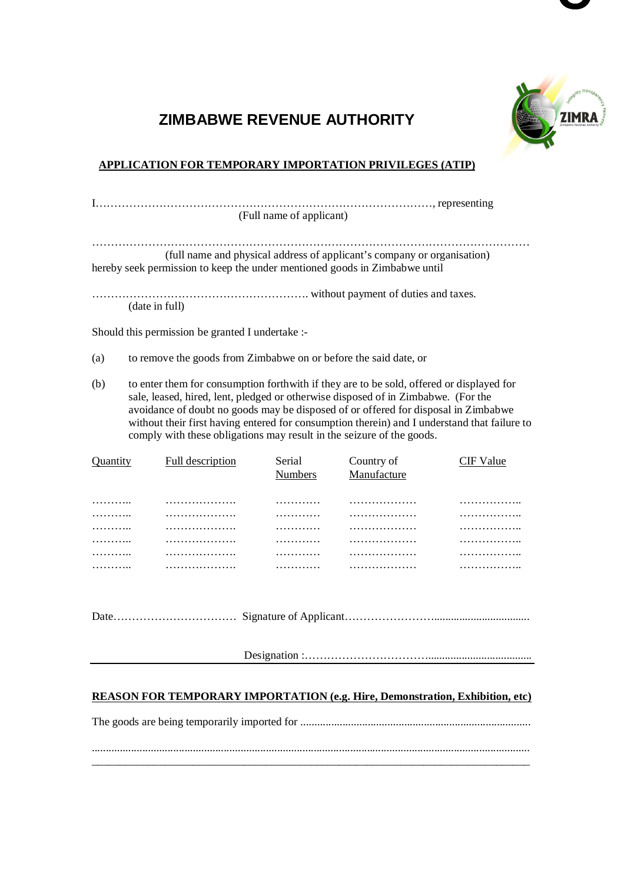# ZIMBABWE REVENUE AUTHORITY

## APPLICATION FOR TEMPORARY IMPORTATION PRIVILEGES (ATIP)

I……………………………………………………………………………………, representing
(Full name of applicant)

……………………………………………………………………………………………………
(full name and physical address of applicant's company or organisation)
hereby seek permission to keep the under mentioned goods in Zimbabwe until

…………………………………………………. without payment of duties and taxes.
(date in full)

Should this permission be granted I undertake :-

(a) to remove the goods from Zimbabwe on or before the said date, or

(b) to enter them for consumption forthwith if they are to be sold, offered or displayed for sale, leased, hired, lent, pledged or otherwise disposed of in Zimbabwe. (For the avoidance of doubt no goods may be disposed of or offered for disposal in Zimbabwe without their first having entered for consumption therein) and I understand that failure to comply with these obligations may result in the seizure of the goods.

| Quantity | Full description | Serial Numbers | Country of Manufacture | CIF Value |
|---|---|---|---|---|
| ……….. | ………………. | ………… | ……………… | …………….. |
| ……….. | ………………. | ………… | ……………… | …………….. |
| ……….. | ………………. | ………… | ……………… | …………….. |
| ……….. | ………………. | ………… | ……………… | …………….. |
| ……….. | ………………. | ………… | ……………… | …………….. |
| ……….. | ………………. | ………… | ……………… | …………….. |

Date…………………………… Signature of Applicant……………………..................................

Designation :…………………………….....................................

**REASON FOR TEMPORARY IMPORTATION (e.g. Hire, Demonstration, Exhibition, etc)**

The goods are being temporarily imported for ..................................................................................

...........................................................................................................................................................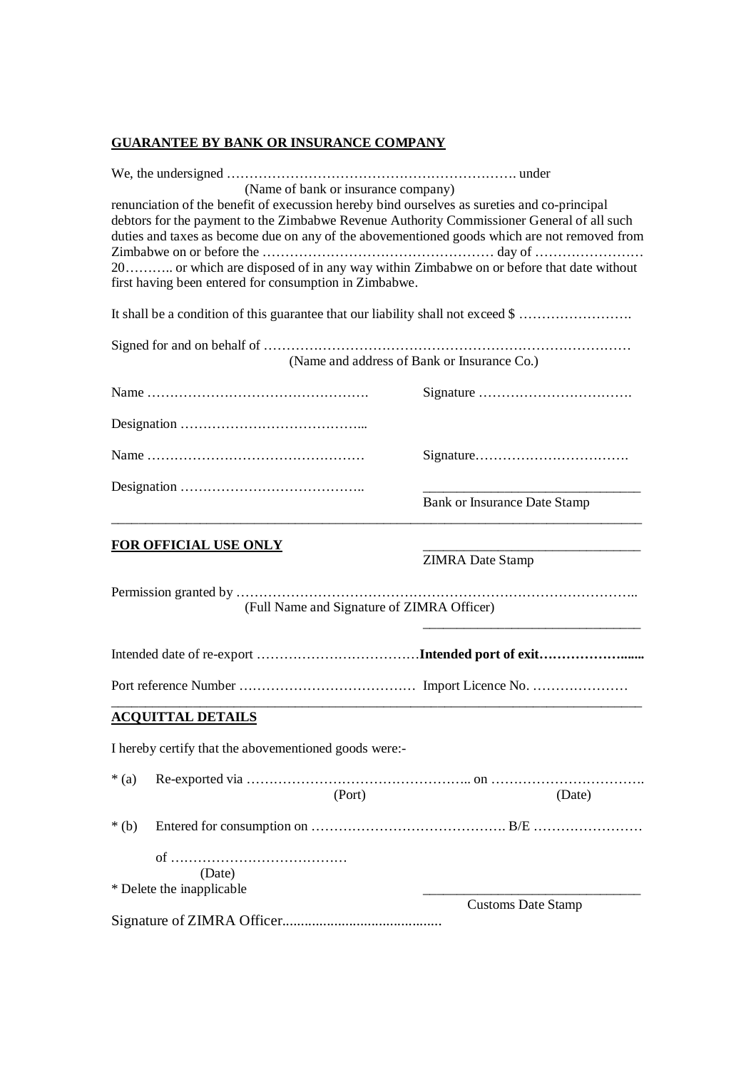## GUARANTEE BY BANK OR INSURANCE COMPANY

We, the undersigned ………………………………………………………. under
(Name of bank or insurance company)
renunciation of the benefit of execussion hereby bind ourselves as sureties and co-principal debtors for the payment to the Zimbabwe Revenue Authority Commissioner General of all such duties and taxes as become due on any of the abovementioned goods which are not removed from Zimbabwe on or before the …………………………………………… day of …………………… 20……….. or which are disposed of in any way within Zimbabwe on or before that date without first having been entered for consumption in Zimbabwe.

It shall be a condition of this guarantee that our liability shall not exceed $ …………………….

Signed for and on behalf of ……………………………………………………………………
(Name and address of Bank or Insurance Co.)

Name ………………………………………….  Signature …………………………….

Designation ………………………………...

Name …………………………………………  Signature…………………………….

Designation …………………………………..

Bank or Insurance Date Stamp

---

**FOR OFFICIAL USE ONLY**

ZIMRA Date Stamp

Permission granted by ……………………………………………………………………………..
(Full Name and Signature of ZIMRA Officer)

Intended date of re-export ………………………………**Intended port of exit……………….......**

Port reference Number ………………………………… Import Licence No. …………………

---

**ACQUITTAL DETAILS**

I hereby certify that the abovementioned goods were:-

\* (a) Re-exported via ………………………………………….. on …………………………….
(Port) (Date)

\* (b) Entered for consumption on ……………………………………. B/E ……………………

of …………………………………
(Date)

\* Delete the inapplicable

Customs Date Stamp

Signature of ZIMRA Officer..........................................